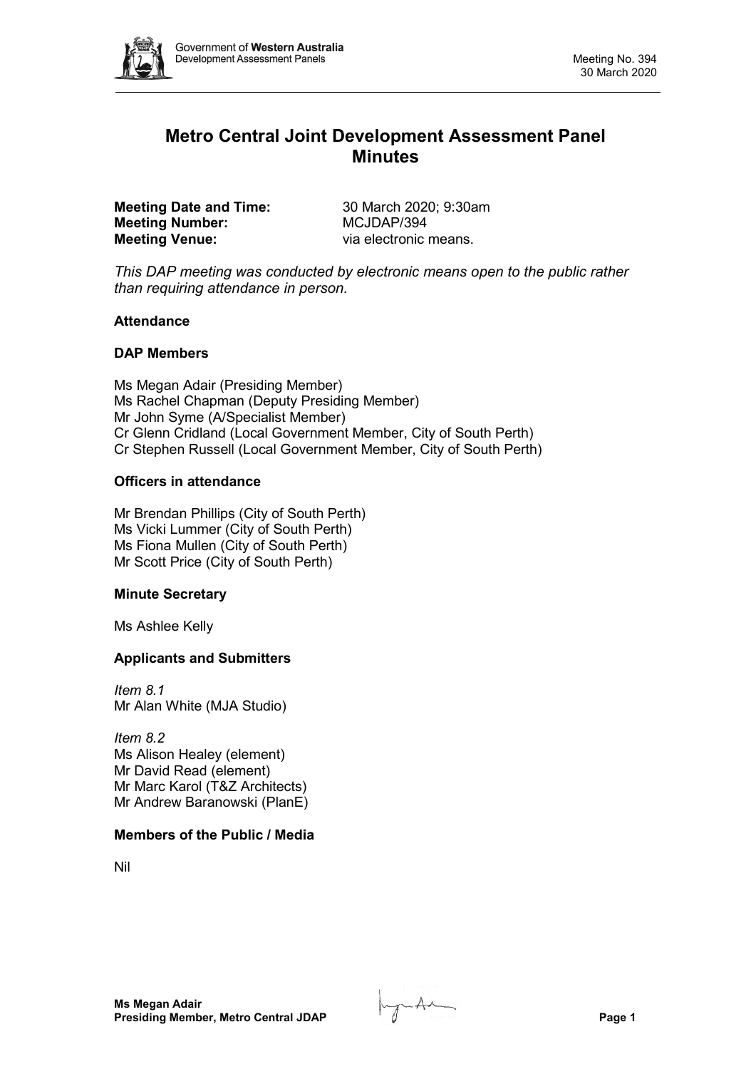# Metro Central Joint Development Assessment Panel Minutes

**Meeting Date and Time:** 30 March 2020; 9:30am
**Meeting Number:** MCJDAP/394
**Meeting Venue:** via electronic means.

*This DAP meeting was conducted by electronic means open to the public rather than requiring attendance in person.*

## Attendance

### DAP Members

Ms Megan Adair (Presiding Member)
Ms Rachel Chapman (Deputy Presiding Member)
Mr John Syme (A/Specialist Member)
Cr Glenn Cridland (Local Government Member, City of South Perth)
Cr Stephen Russell (Local Government Member, City of South Perth)

### Officers in attendance

Mr Brendan Phillips (City of South Perth)
Ms Vicki Lummer (City of South Perth)
Ms Fiona Mullen (City of South Perth)
Mr Scott Price (City of South Perth)

### Minute Secretary

Ms Ashlee Kelly

### Applicants and Submitters

*Item 8.1*
Mr Alan White (MJA Studio)

*Item 8.2*
Ms Alison Healey (element)
Mr David Read (element)
Mr Marc Karol (T&Z Architects)
Mr Andrew Baranowski (PlanE)

### Members of the Public / Media

Nil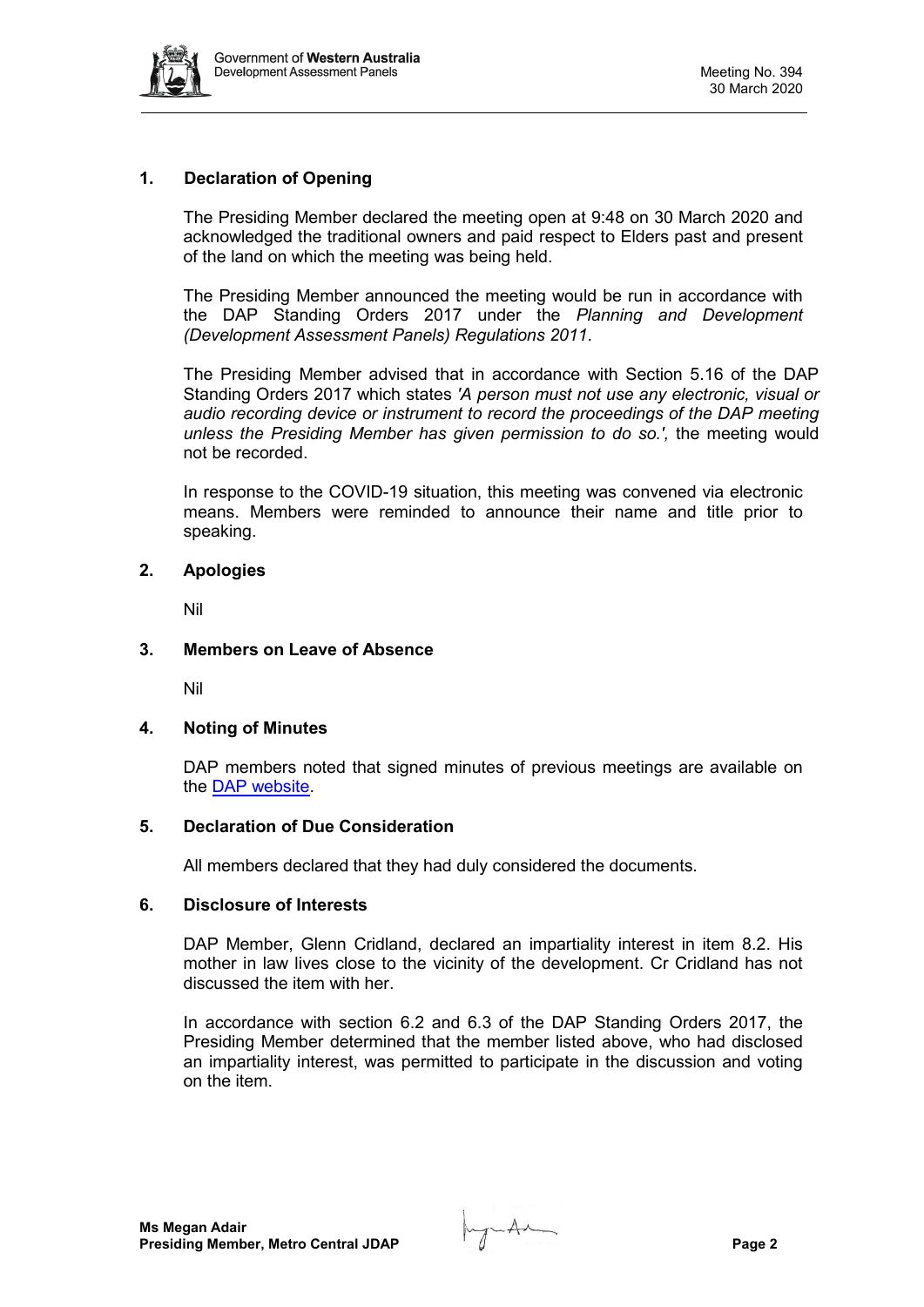## 1. Declaration of Opening

The Presiding Member declared the meeting open at 9:48 on 30 March 2020 and acknowledged the traditional owners and paid respect to Elders past and present of the land on which the meeting was being held.

The Presiding Member announced the meeting would be run in accordance with the DAP Standing Orders 2017 under the *Planning and Development (Development Assessment Panels) Regulations 2011*.

The Presiding Member advised that in accordance with Section 5.16 of the DAP Standing Orders 2017 which states *'A person must not use any electronic, visual or audio recording device or instrument to record the proceedings of the DAP meeting unless the Presiding Member has given permission to do so.',* the meeting would not be recorded.

In response to the COVID-19 situation, this meeting was convened via electronic means. Members were reminded to announce their name and title prior to speaking.

## 2. Apologies

Nil

## 3. Members on Leave of Absence

Nil

## 4. Noting of Minutes

DAP members noted that signed minutes of previous meetings are available on the DAP website.

## 5. Declaration of Due Consideration

All members declared that they had duly considered the documents.

## 6. Disclosure of Interests

DAP Member, Glenn Cridland, declared an impartiality interest in item 8.2. His mother in law lives close to the vicinity of the development. Cr Cridland has not discussed the item with her.

In accordance with section 6.2 and 6.3 of the DAP Standing Orders 2017, the Presiding Member determined that the member listed above, who had disclosed an impartiality interest, was permitted to participate in the discussion and voting on the item.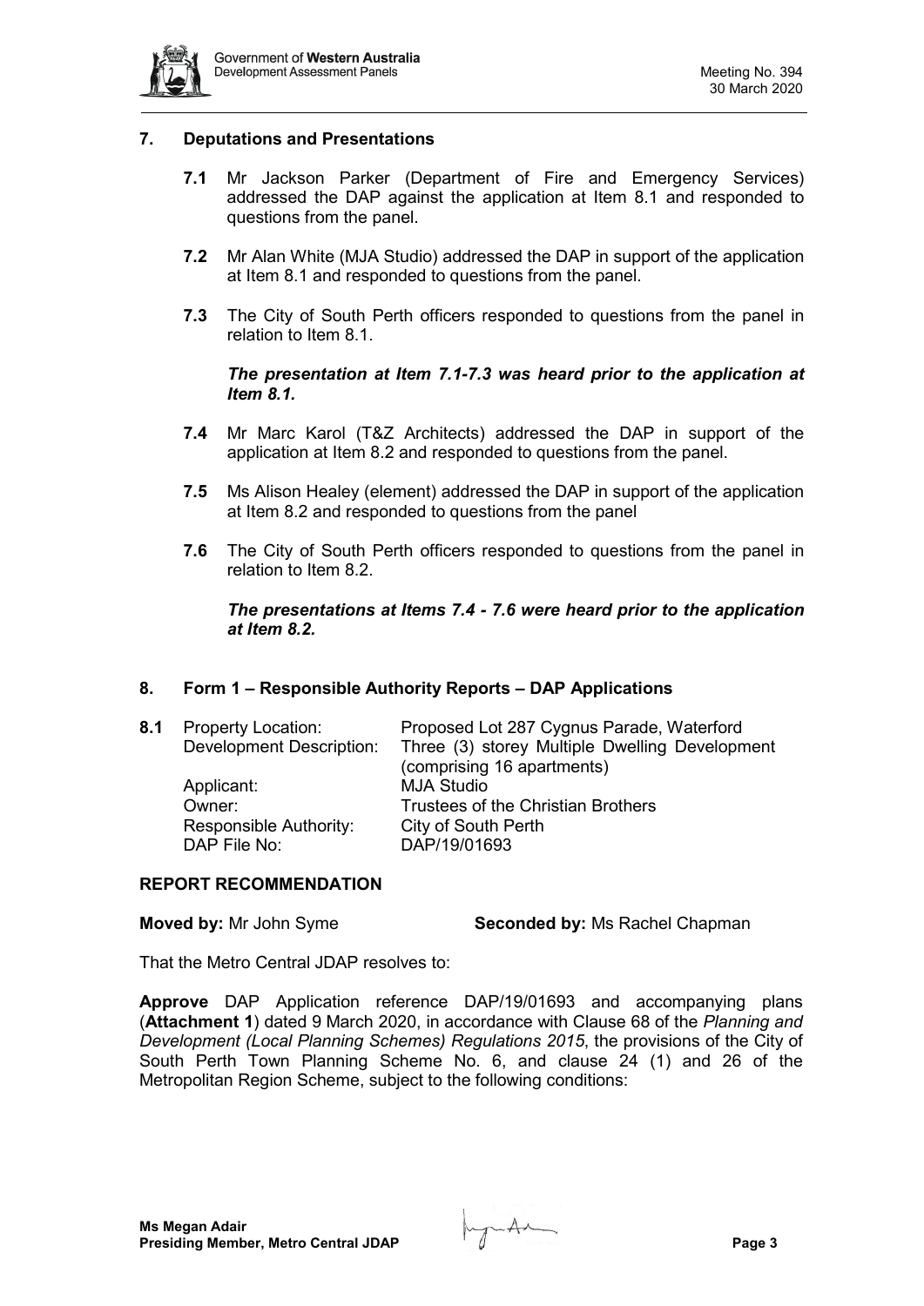## 7. Deputations and Presentations

**7.1** Mr Jackson Parker (Department of Fire and Emergency Services) addressed the DAP against the application at Item 8.1 and responded to questions from the panel.

**7.2** Mr Alan White (MJA Studio) addressed the DAP in support of the application at Item 8.1 and responded to questions from the panel.

**7.3** The City of South Perth officers responded to questions from the panel in relation to Item 8.1.

***The presentation at Item 7.1-7.3 was heard prior to the application at Item 8.1.***

**7.4** Mr Marc Karol (T&Z Architects) addressed the DAP in support of the application at Item 8.2 and responded to questions from the panel.

**7.5** Ms Alison Healey (element) addressed the DAP in support of the application at Item 8.2 and responded to questions from the panel

**7.6** The City of South Perth officers responded to questions from the panel in relation to Item 8.2.

***The presentations at Items 7.4 - 7.6 were heard prior to the application at Item 8.2.***

## 8. Form 1 – Responsible Authority Reports – DAP Applications

**8.1**

| | |
|---|---|
| Property Location: | Proposed Lot 287 Cygnus Parade, Waterford |
| Development Description: | Three (3) storey Multiple Dwelling Development (comprising 16 apartments) |
| Applicant: | MJA Studio |
| Owner: | Trustees of the Christian Brothers |
| Responsible Authority: | City of South Perth |
| DAP File No: | DAP/19/01693 |

**REPORT RECOMMENDATION**

**Moved by:** Mr John Syme **Seconded by:** Ms Rachel Chapman

That the Metro Central JDAP resolves to:

**Approve** DAP Application reference DAP/19/01693 and accompanying plans (**Attachment 1**) dated 9 March 2020, in accordance with Clause 68 of the *Planning and Development (Local Planning Schemes) Regulations 2015*, the provisions of the City of South Perth Town Planning Scheme No. 6, and clause 24 (1) and 26 of the Metropolitan Region Scheme, subject to the following conditions: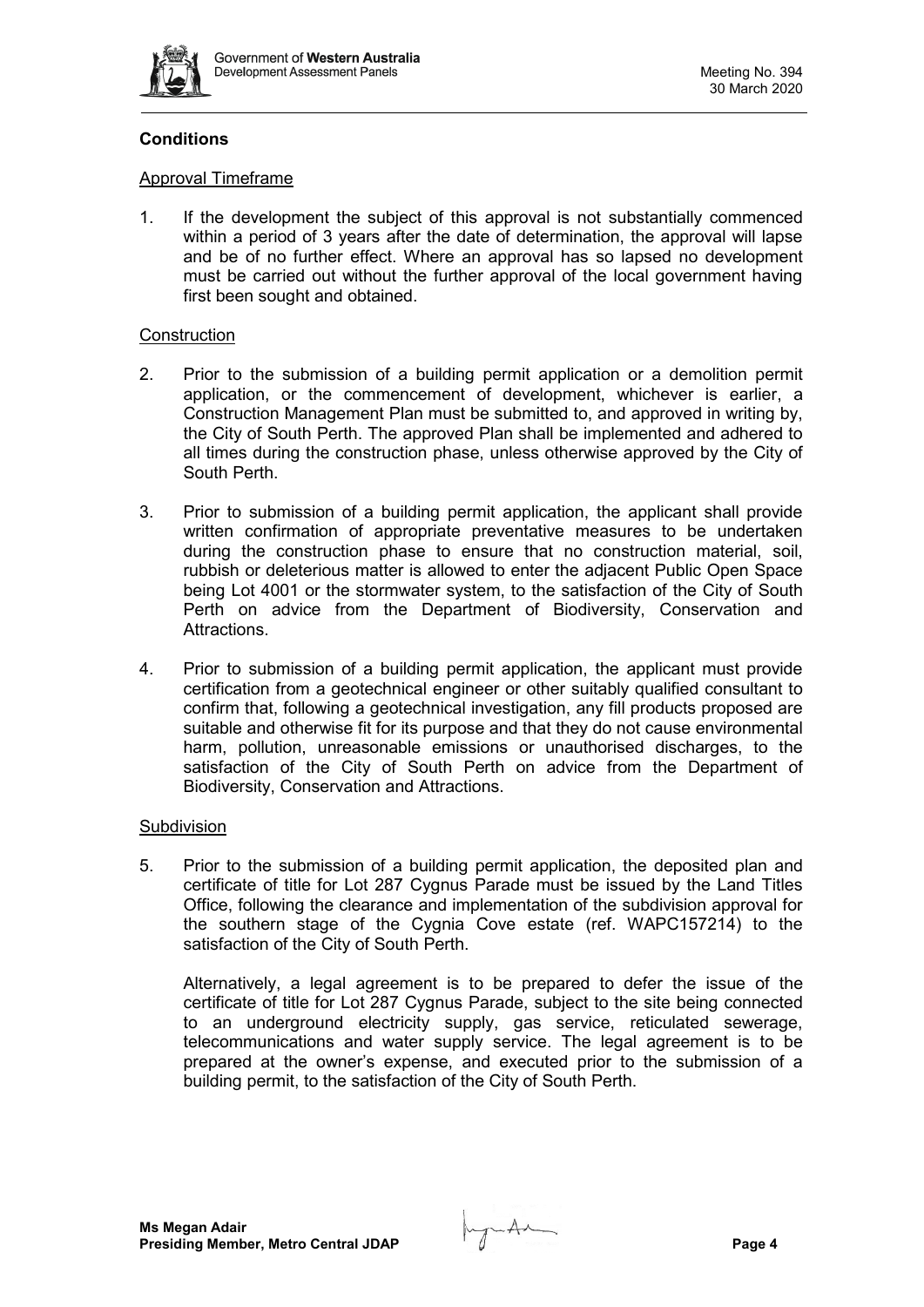## Conditions

### Approval Timeframe

1. If the development the subject of this approval is not substantially commenced within a period of 3 years after the date of determination, the approval will lapse and be of no further effect. Where an approval has so lapsed no development must be carried out without the further approval of the local government having first been sought and obtained.

### Construction

2. Prior to the submission of a building permit application or a demolition permit application, or the commencement of development, whichever is earlier, a Construction Management Plan must be submitted to, and approved in writing by, the City of South Perth. The approved Plan shall be implemented and adhered to all times during the construction phase, unless otherwise approved by the City of South Perth.

3. Prior to submission of a building permit application, the applicant shall provide written confirmation of appropriate preventative measures to be undertaken during the construction phase to ensure that no construction material, soil, rubbish or deleterious matter is allowed to enter the adjacent Public Open Space being Lot 4001 or the stormwater system, to the satisfaction of the City of South Perth on advice from the Department of Biodiversity, Conservation and Attractions.

4. Prior to submission of a building permit application, the applicant must provide certification from a geotechnical engineer or other suitably qualified consultant to confirm that, following a geotechnical investigation, any fill products proposed are suitable and otherwise fit for its purpose and that they do not cause environmental harm, pollution, unreasonable emissions or unauthorised discharges, to the satisfaction of the City of South Perth on advice from the Department of Biodiversity, Conservation and Attractions.

### Subdivision

5. Prior to the submission of a building permit application, the deposited plan and certificate of title for Lot 287 Cygnus Parade must be issued by the Land Titles Office, following the clearance and implementation of the subdivision approval for the southern stage of the Cygnia Cove estate (ref. WAPC157214) to the satisfaction of the City of South Perth.

   Alternatively, a legal agreement is to be prepared to defer the issue of the certificate of title for Lot 287 Cygnus Parade, subject to the site being connected to an underground electricity supply, gas service, reticulated sewerage, telecommunications and water supply service. The legal agreement is to be prepared at the owner's expense, and executed prior to the submission of a building permit, to the satisfaction of the City of South Perth.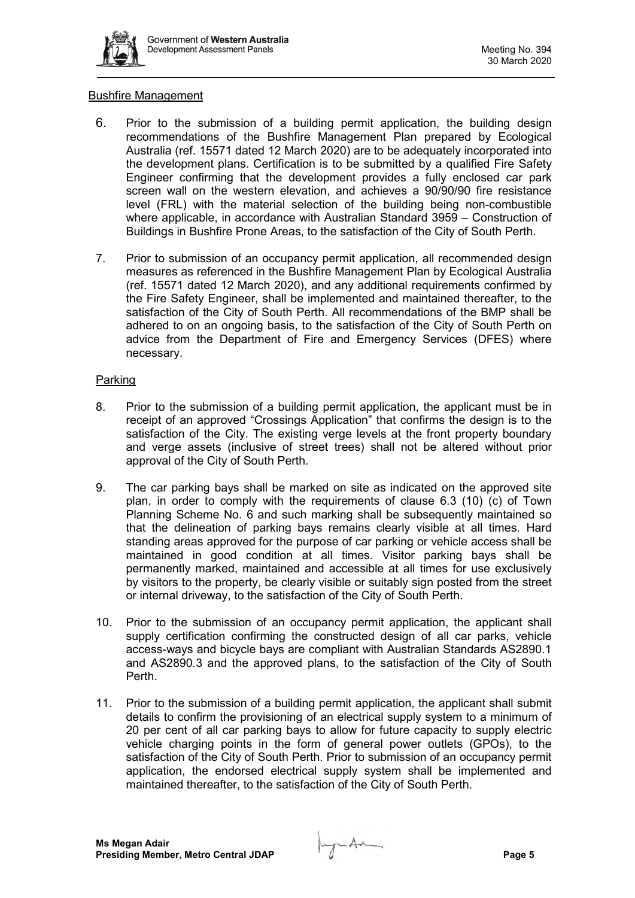### Bushfire Management

6. Prior to the submission of a building permit application, the building design recommendations of the Bushfire Management Plan prepared by Ecological Australia (ref. 15571 dated 12 March 2020) are to be adequately incorporated into the development plans. Certification is to be submitted by a qualified Fire Safety Engineer confirming that the development provides a fully enclosed car park screen wall on the western elevation, and achieves a 90/90/90 fire resistance level (FRL) with the material selection of the building being non-combustible where applicable, in accordance with Australian Standard 3959 – Construction of Buildings in Bushfire Prone Areas, to the satisfaction of the City of South Perth.

7. Prior to submission of an occupancy permit application, all recommended design measures as referenced in the Bushfire Management Plan by Ecological Australia (ref. 15571 dated 12 March 2020), and any additional requirements confirmed by the Fire Safety Engineer, shall be implemented and maintained thereafter, to the satisfaction of the City of South Perth. All recommendations of the BMP shall be adhered to on an ongoing basis, to the satisfaction of the City of South Perth on advice from the Department of Fire and Emergency Services (DFES) where necessary.

### Parking

8. Prior to the submission of a building permit application, the applicant must be in receipt of an approved "Crossings Application" that confirms the design is to the satisfaction of the City. The existing verge levels at the front property boundary and verge assets (inclusive of street trees) shall not be altered without prior approval of the City of South Perth.

9. The car parking bays shall be marked on site as indicated on the approved site plan, in order to comply with the requirements of clause 6.3 (10) (c) of Town Planning Scheme No. 6 and such marking shall be subsequently maintained so that the delineation of parking bays remains clearly visible at all times. Hard standing areas approved for the purpose of car parking or vehicle access shall be maintained in good condition at all times. Visitor parking bays shall be permanently marked, maintained and accessible at all times for use exclusively by visitors to the property, be clearly visible or suitably sign posted from the street or internal driveway, to the satisfaction of the City of South Perth.

10. Prior to the submission of an occupancy permit application, the applicant shall supply certification confirming the constructed design of all car parks, vehicle access-ways and bicycle bays are compliant with Australian Standards AS2890.1 and AS2890.3 and the approved plans, to the satisfaction of the City of South Perth.

11. Prior to the submission of a building permit application, the applicant shall submit details to confirm the provisioning of an electrical supply system to a minimum of 20 per cent of all car parking bays to allow for future capacity to supply electric vehicle charging points in the form of general power outlets (GPOs), to the satisfaction of the City of South Perth. Prior to submission of an occupancy permit application, the endorsed electrical supply system shall be implemented and maintained thereafter, to the satisfaction of the City of South Perth.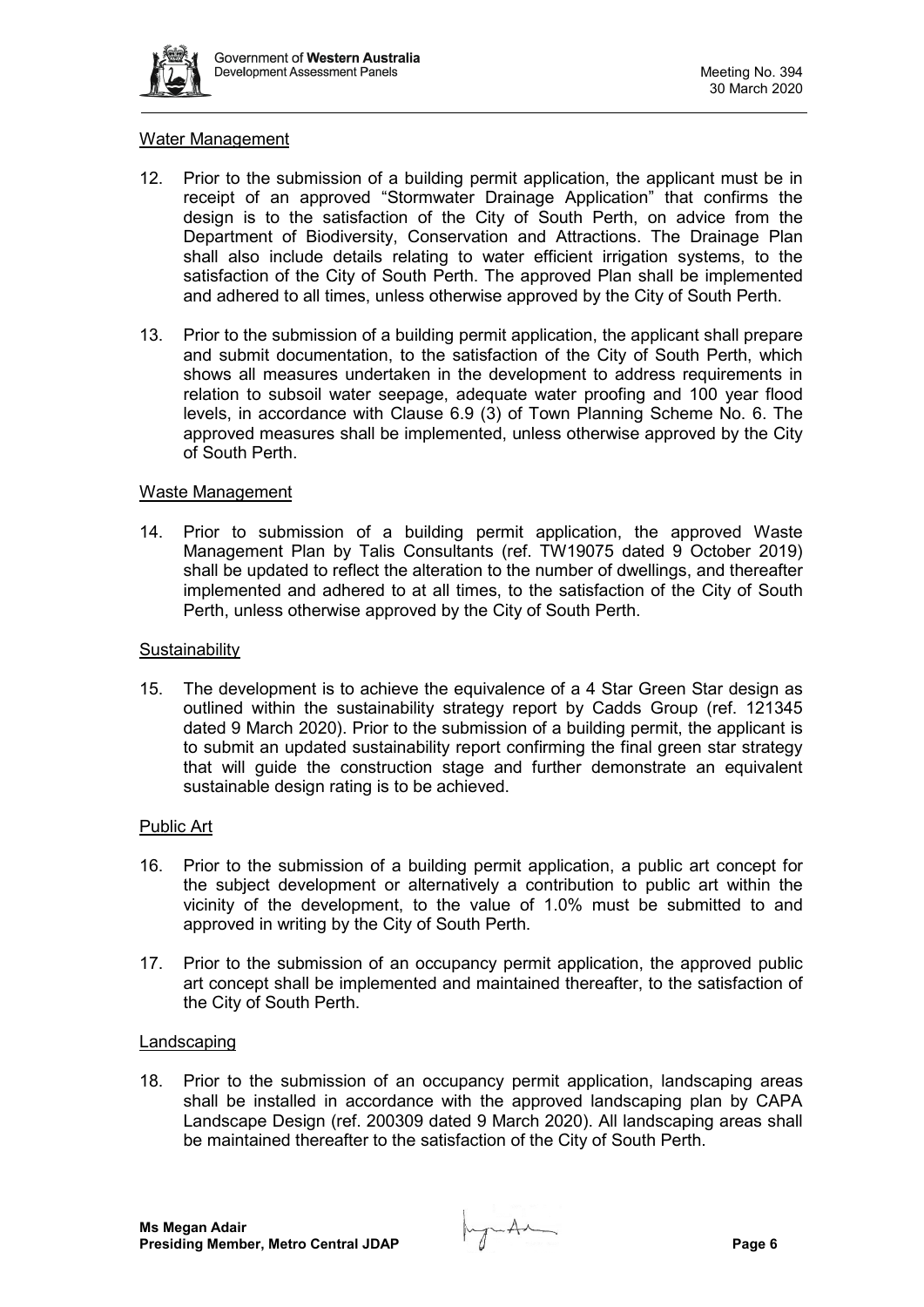## Water Management

12. Prior to the submission of a building permit application, the applicant must be in receipt of an approved “Stormwater Drainage Application” that confirms the design is to the satisfaction of the City of South Perth, on advice from the Department of Biodiversity, Conservation and Attractions. The Drainage Plan shall also include details relating to water efficient irrigation systems, to the satisfaction of the City of South Perth. The approved Plan shall be implemented and adhered to all times, unless otherwise approved by the City of South Perth.

13. Prior to the submission of a building permit application, the applicant shall prepare and submit documentation, to the satisfaction of the City of South Perth, which shows all measures undertaken in the development to address requirements in relation to subsoil water seepage, adequate water proofing and 100 year flood levels, in accordance with Clause 6.9 (3) of Town Planning Scheme No. 6. The approved measures shall be implemented, unless otherwise approved by the City of South Perth.

## Waste Management

14. Prior to submission of a building permit application, the approved Waste Management Plan by Talis Consultants (ref. TW19075 dated 9 October 2019) shall be updated to reflect the alteration to the number of dwellings, and thereafter implemented and adhered to at all times, to the satisfaction of the City of South Perth, unless otherwise approved by the City of South Perth.

## Sustainability

15. The development is to achieve the equivalence of a 4 Star Green Star design as outlined within the sustainability strategy report by Cadds Group (ref. 121345 dated 9 March 2020). Prior to the submission of a building permit, the applicant is to submit an updated sustainability report confirming the final green star strategy that will guide the construction stage and further demonstrate an equivalent sustainable design rating is to be achieved.

## Public Art

16. Prior to the submission of a building permit application, a public art concept for the subject development or alternatively a contribution to public art within the vicinity of the development, to the value of 1.0% must be submitted to and approved in writing by the City of South Perth.

17. Prior to the submission of an occupancy permit application, the approved public art concept shall be implemented and maintained thereafter, to the satisfaction of the City of South Perth.

## Landscaping

18. Prior to the submission of an occupancy permit application, landscaping areas shall be installed in accordance with the approved landscaping plan by CAPA Landscape Design (ref. 200309 dated 9 March 2020). All landscaping areas shall be maintained thereafter to the satisfaction of the City of South Perth.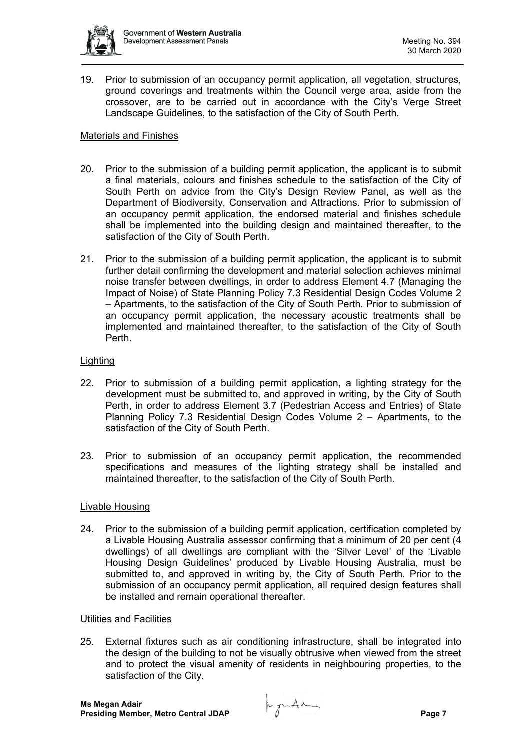19. Prior to submission of an occupancy permit application, all vegetation, structures, ground coverings and treatments within the Council verge area, aside from the crossover, are to be carried out in accordance with the City's Verge Street Landscape Guidelines, to the satisfaction of the City of South Perth.

Materials and Finishes

20. Prior to the submission of a building permit application, the applicant is to submit a final materials, colours and finishes schedule to the satisfaction of the City of South Perth on advice from the City's Design Review Panel, as well as the Department of Biodiversity, Conservation and Attractions. Prior to submission of an occupancy permit application, the endorsed material and finishes schedule shall be implemented into the building design and maintained thereafter, to the satisfaction of the City of South Perth.

21. Prior to the submission of a building permit application, the applicant is to submit further detail confirming the development and material selection achieves minimal noise transfer between dwellings, in order to address Element 4.7 (Managing the Impact of Noise) of State Planning Policy 7.3 Residential Design Codes Volume 2 – Apartments, to the satisfaction of the City of South Perth. Prior to submission of an occupancy permit application, the necessary acoustic treatments shall be implemented and maintained thereafter, to the satisfaction of the City of South Perth.

Lighting

22. Prior to submission of a building permit application, a lighting strategy for the development must be submitted to, and approved in writing, by the City of South Perth, in order to address Element 3.7 (Pedestrian Access and Entries) of State Planning Policy 7.3 Residential Design Codes Volume 2 – Apartments, to the satisfaction of the City of South Perth.

23. Prior to submission of an occupancy permit application, the recommended specifications and measures of the lighting strategy shall be installed and maintained thereafter, to the satisfaction of the City of South Perth.

Livable Housing

24. Prior to the submission of a building permit application, certification completed by a Livable Housing Australia assessor confirming that a minimum of 20 per cent (4 dwellings) of all dwellings are compliant with the 'Silver Level' of the 'Livable Housing Design Guidelines' produced by Livable Housing Australia, must be submitted to, and approved in writing by, the City of South Perth. Prior to the submission of an occupancy permit application, all required design features shall be installed and remain operational thereafter.

Utilities and Facilities

25. External fixtures such as air conditioning infrastructure, shall be integrated into the design of the building to not be visually obtrusive when viewed from the street and to protect the visual amenity of residents in neighbouring properties, to the satisfaction of the City.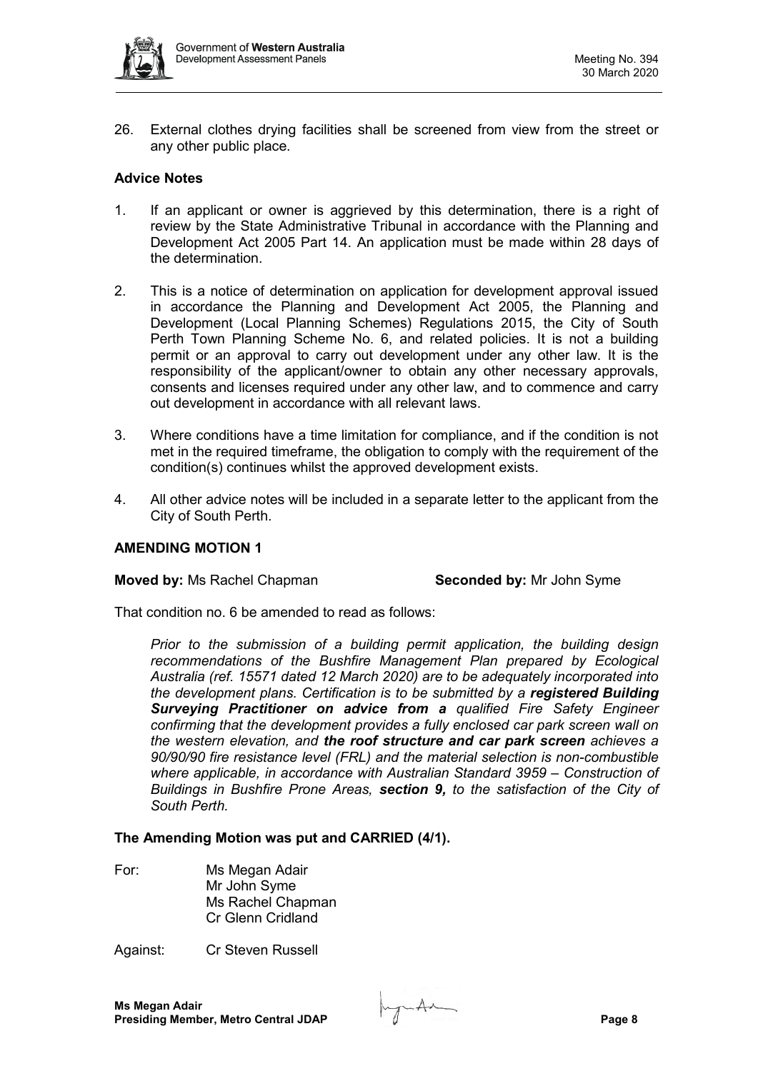26. External clothes drying facilities shall be screened from view from the street or any other public place.

**Advice Notes**

1. If an applicant or owner is aggrieved by this determination, there is a right of review by the State Administrative Tribunal in accordance with the Planning and Development Act 2005 Part 14. An application must be made within 28 days of the determination.

2. This is a notice of determination on application for development approval issued in accordance the Planning and Development Act 2005, the Planning and Development (Local Planning Schemes) Regulations 2015, the City of South Perth Town Planning Scheme No. 6, and related policies. It is not a building permit or an approval to carry out development under any other law. It is the responsibility of the applicant/owner to obtain any other necessary approvals, consents and licenses required under any other law, and to commence and carry out development in accordance with all relevant laws.

3. Where conditions have a time limitation for compliance, and if the condition is not met in the required timeframe, the obligation to comply with the requirement of the condition(s) continues whilst the approved development exists.

4. All other advice notes will be included in a separate letter to the applicant from the City of South Perth.

**AMENDING MOTION 1**

**Moved by:** Ms Rachel Chapman **Seconded by:** Mr John Syme

That condition no. 6 be amended to read as follows:

> *Prior to the submission of a building permit application, the building design recommendations of the Bushfire Management Plan prepared by Ecological Australia (ref. 15571 dated 12 March 2020) are to be adequately incorporated into the development plans. Certification is to be submitted by a* ***registered Building Surveying Practitioner on advice from a*** *qualified Fire Safety Engineer confirming that the development provides a fully enclosed car park screen wall on the western elevation, and* ***the roof structure and car park screen*** *achieves a 90/90/90 fire resistance level (FRL) and the material selection is non-combustible where applicable, in accordance with Australian Standard 3959 – Construction of Buildings in Bushfire Prone Areas,* ***section 9,*** *to the satisfaction of the City of South Perth.*

**The Amending Motion was put and CARRIED (4/1).**

For: Ms Megan Adair
Mr John Syme
Ms Rachel Chapman
Cr Glenn Cridland

Against: Cr Steven Russell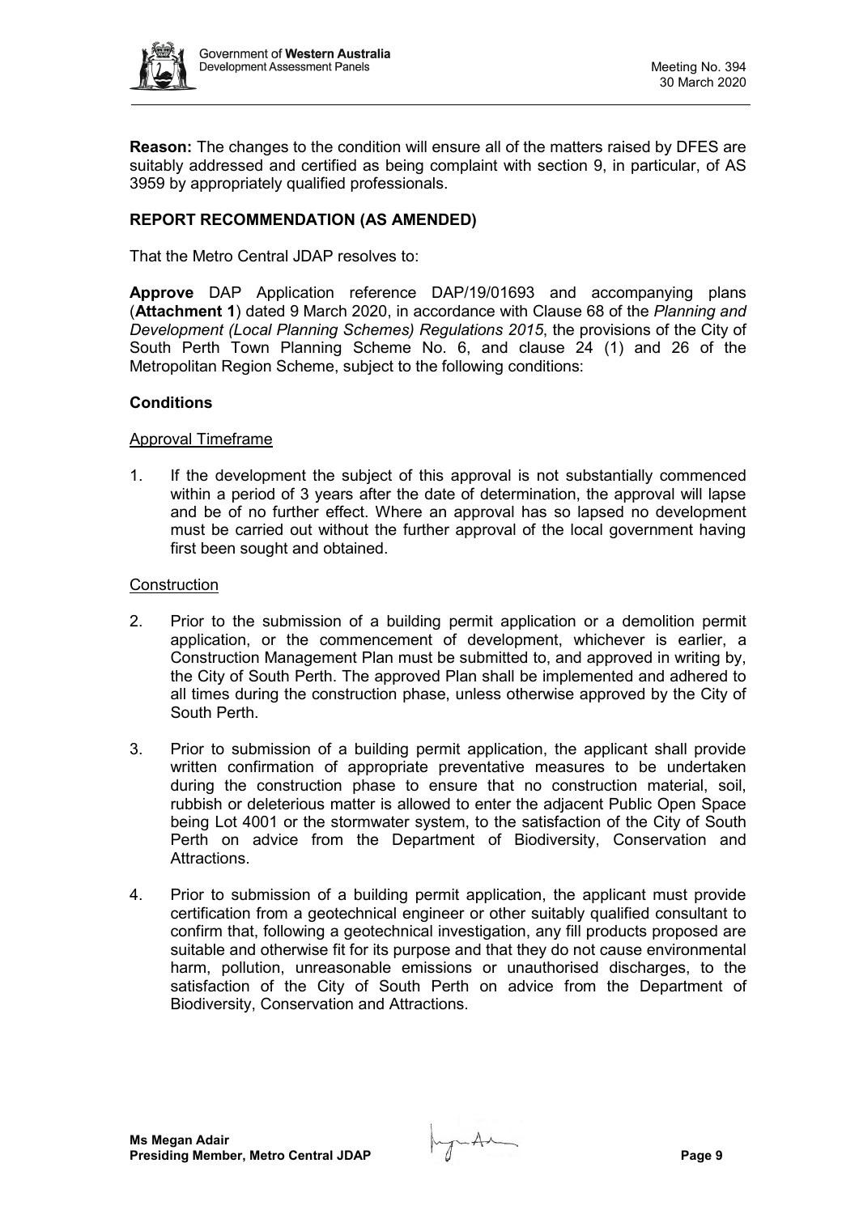**Reason:** The changes to the condition will ensure all of the matters raised by DFES are suitably addressed and certified as being complaint with section 9, in particular, of AS 3959 by appropriately qualified professionals.

**REPORT RECOMMENDATION (AS AMENDED)**

That the Metro Central JDAP resolves to:

**Approve** DAP Application reference DAP/19/01693 and accompanying plans (**Attachment 1**) dated 9 March 2020, in accordance with Clause 68 of the *Planning and Development (Local Planning Schemes) Regulations 2015*, the provisions of the City of South Perth Town Planning Scheme No. 6, and clause 24 (1) and 26 of the Metropolitan Region Scheme, subject to the following conditions:

**Conditions**

Approval Timeframe

1. If the development the subject of this approval is not substantially commenced within a period of 3 years after the date of determination, the approval will lapse and be of no further effect. Where an approval has so lapsed no development must be carried out without the further approval of the local government having first been sought and obtained.

Construction

2. Prior to the submission of a building permit application or a demolition permit application, or the commencement of development, whichever is earlier, a Construction Management Plan must be submitted to, and approved in writing by, the City of South Perth. The approved Plan shall be implemented and adhered to all times during the construction phase, unless otherwise approved by the City of South Perth.

3. Prior to submission of a building permit application, the applicant shall provide written confirmation of appropriate preventative measures to be undertaken during the construction phase to ensure that no construction material, soil, rubbish or deleterious matter is allowed to enter the adjacent Public Open Space being Lot 4001 or the stormwater system, to the satisfaction of the City of South Perth on advice from the Department of Biodiversity, Conservation and Attractions.

4. Prior to submission of a building permit application, the applicant must provide certification from a geotechnical engineer or other suitably qualified consultant to confirm that, following a geotechnical investigation, any fill products proposed are suitable and otherwise fit for its purpose and that they do not cause environmental harm, pollution, unreasonable emissions or unauthorised discharges, to the satisfaction of the City of South Perth on advice from the Department of Biodiversity, Conservation and Attractions.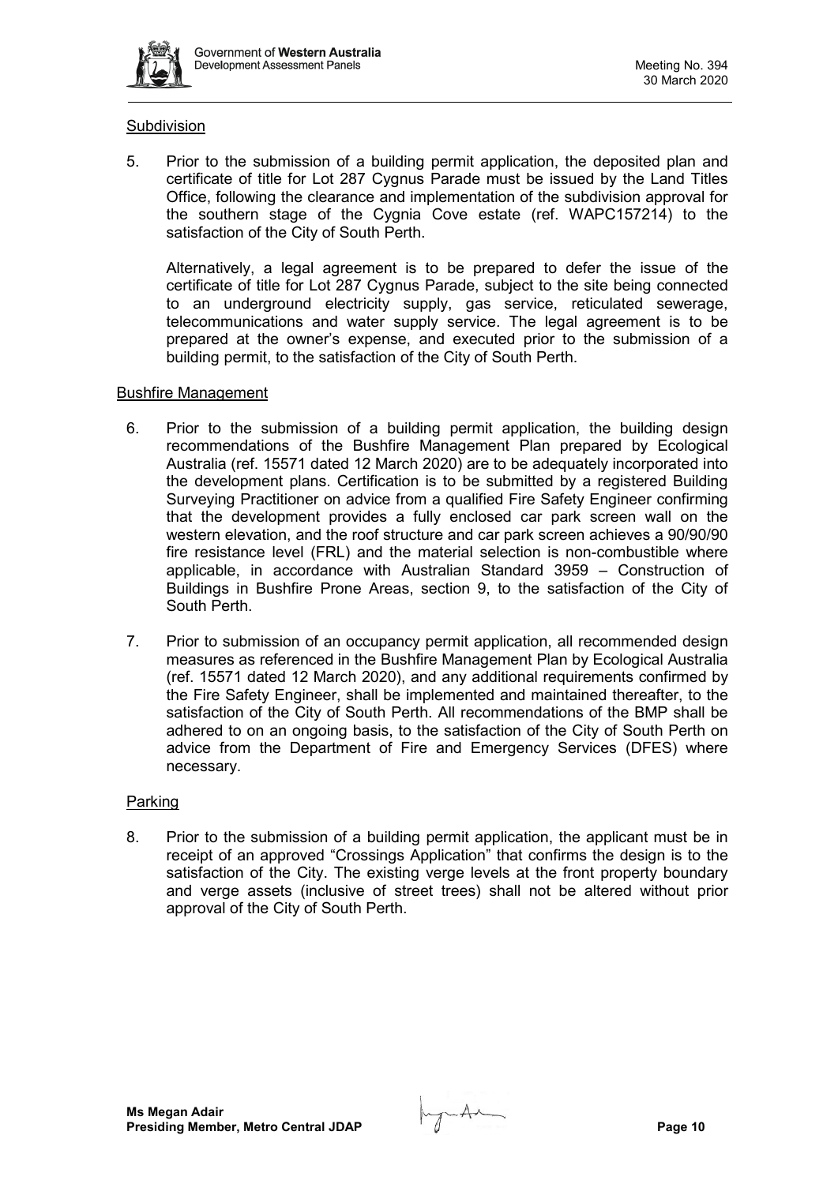Subdivision

5. Prior to the submission of a building permit application, the deposited plan and certificate of title for Lot 287 Cygnus Parade must be issued by the Land Titles Office, following the clearance and implementation of the subdivision approval for the southern stage of the Cygnia Cove estate (ref. WAPC157214) to the satisfaction of the City of South Perth.

   Alternatively, a legal agreement is to be prepared to defer the issue of the certificate of title for Lot 287 Cygnus Parade, subject to the site being connected to an underground electricity supply, gas service, reticulated sewerage, telecommunications and water supply service. The legal agreement is to be prepared at the owner's expense, and executed prior to the submission of a building permit, to the satisfaction of the City of South Perth.

Bushfire Management

6. Prior to the submission of a building permit application, the building design recommendations of the Bushfire Management Plan prepared by Ecological Australia (ref. 15571 dated 12 March 2020) are to be adequately incorporated into the development plans. Certification is to be submitted by a registered Building Surveying Practitioner on advice from a qualified Fire Safety Engineer confirming that the development provides a fully enclosed car park screen wall on the western elevation, and the roof structure and car park screen achieves a 90/90/90 fire resistance level (FRL) and the material selection is non-combustible where applicable, in accordance with Australian Standard 3959 – Construction of Buildings in Bushfire Prone Areas, section 9, to the satisfaction of the City of South Perth.

7. Prior to submission of an occupancy permit application, all recommended design measures as referenced in the Bushfire Management Plan by Ecological Australia (ref. 15571 dated 12 March 2020), and any additional requirements confirmed by the Fire Safety Engineer, shall be implemented and maintained thereafter, to the satisfaction of the City of South Perth. All recommendations of the BMP shall be adhered to on an ongoing basis, to the satisfaction of the City of South Perth on advice from the Department of Fire and Emergency Services (DFES) where necessary.

Parking

8. Prior to the submission of a building permit application, the applicant must be in receipt of an approved "Crossings Application" that confirms the design is to the satisfaction of the City. The existing verge levels at the front property boundary and verge assets (inclusive of street trees) shall not be altered without prior approval of the City of South Perth.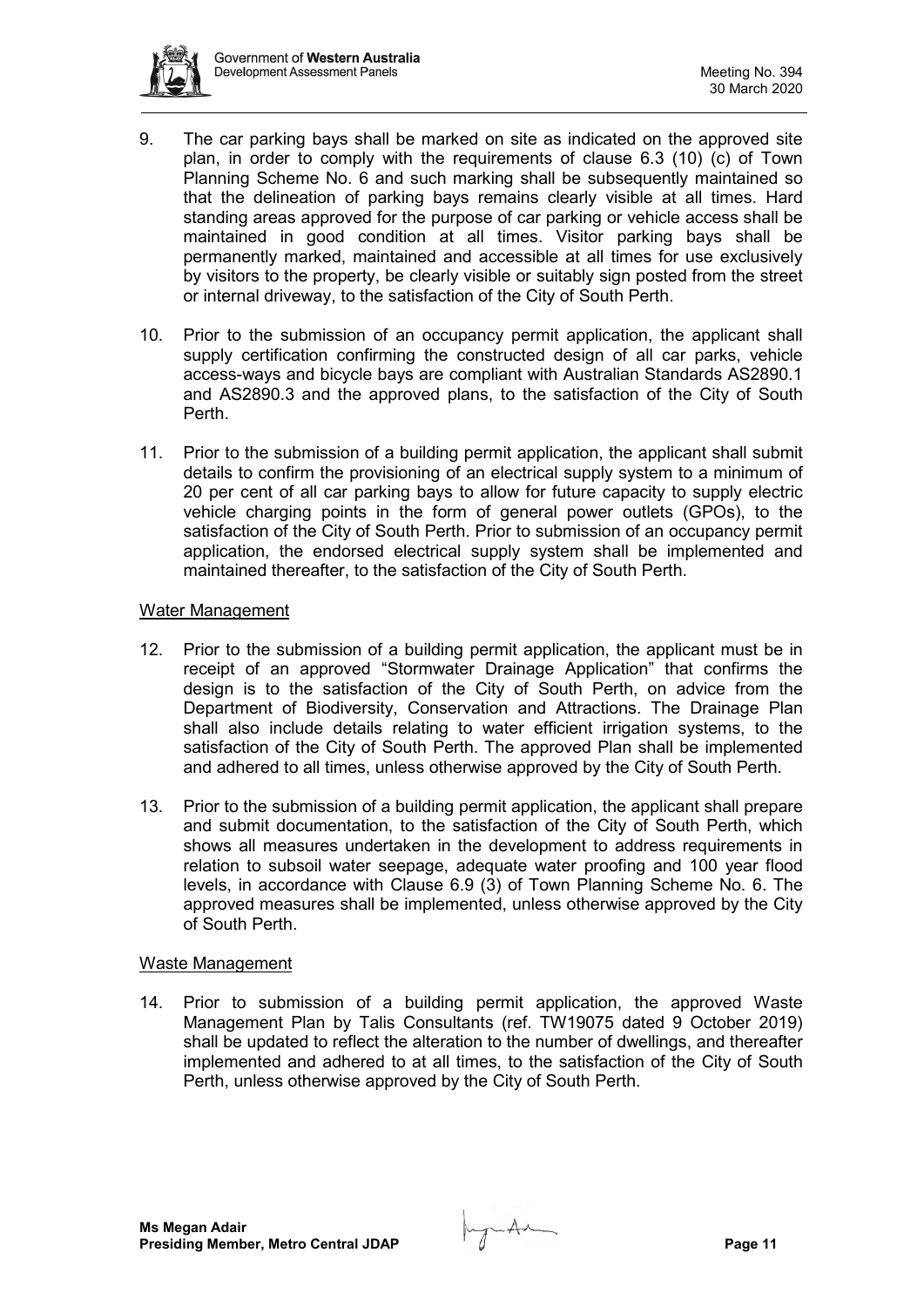9. The car parking bays shall be marked on site as indicated on the approved site plan, in order to comply with the requirements of clause 6.3 (10) (c) of Town Planning Scheme No. 6 and such marking shall be subsequently maintained so that the delineation of parking bays remains clearly visible at all times. Hard standing areas approved for the purpose of car parking or vehicle access shall be maintained in good condition at all times. Visitor parking bays shall be permanently marked, maintained and accessible at all times for use exclusively by visitors to the property, be clearly visible or suitably sign posted from the street or internal driveway, to the satisfaction of the City of South Perth.

10. Prior to the submission of an occupancy permit application, the applicant shall supply certification confirming the constructed design of all car parks, vehicle access-ways and bicycle bays are compliant with Australian Standards AS2890.1 and AS2890.3 and the approved plans, to the satisfaction of the City of South Perth.

11. Prior to the submission of a building permit application, the applicant shall submit details to confirm the provisioning of an electrical supply system to a minimum of 20 per cent of all car parking bays to allow for future capacity to supply electric vehicle charging points in the form of general power outlets (GPOs), to the satisfaction of the City of South Perth. Prior to submission of an occupancy permit application, the endorsed electrical supply system shall be implemented and maintained thereafter, to the satisfaction of the City of South Perth.

<u>Water Management</u>

12. Prior to the submission of a building permit application, the applicant must be in receipt of an approved "Stormwater Drainage Application" that confirms the design is to the satisfaction of the City of South Perth, on advice from the Department of Biodiversity, Conservation and Attractions. The Drainage Plan shall also include details relating to water efficient irrigation systems, to the satisfaction of the City of South Perth. The approved Plan shall be implemented and adhered to all times, unless otherwise approved by the City of South Perth.

13. Prior to the submission of a building permit application, the applicant shall prepare and submit documentation, to the satisfaction of the City of South Perth, which shows all measures undertaken in the development to address requirements in relation to subsoil water seepage, adequate water proofing and 100 year flood levels, in accordance with Clause 6.9 (3) of Town Planning Scheme No. 6. The approved measures shall be implemented, unless otherwise approved by the City of South Perth.

<u>Waste Management</u>

14. Prior to submission of a building permit application, the approved Waste Management Plan by Talis Consultants (ref. TW19075 dated 9 October 2019) shall be updated to reflect the alteration to the number of dwellings, and thereafter implemented and adhered to at all times, to the satisfaction of the City of South Perth, unless otherwise approved by the City of South Perth.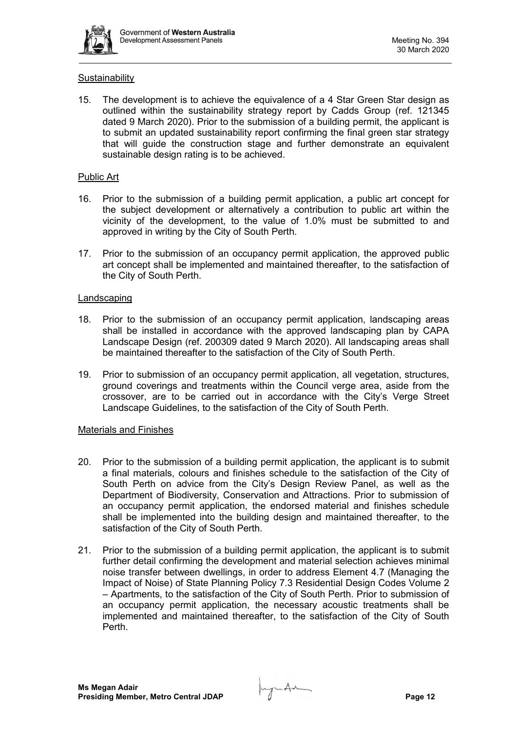Sustainability

15. The development is to achieve the equivalence of a 4 Star Green Star design as outlined within the sustainability strategy report by Cadds Group (ref. 121345 dated 9 March 2020). Prior to the submission of a building permit, the applicant is to submit an updated sustainability report confirming the final green star strategy that will guide the construction stage and further demonstrate an equivalent sustainable design rating is to be achieved.

Public Art

16. Prior to the submission of a building permit application, a public art concept for the subject development or alternatively a contribution to public art within the vicinity of the development, to the value of 1.0% must be submitted to and approved in writing by the City of South Perth.

17. Prior to the submission of an occupancy permit application, the approved public art concept shall be implemented and maintained thereafter, to the satisfaction of the City of South Perth.

Landscaping

18. Prior to the submission of an occupancy permit application, landscaping areas shall be installed in accordance with the approved landscaping plan by CAPA Landscape Design (ref. 200309 dated 9 March 2020). All landscaping areas shall be maintained thereafter to the satisfaction of the City of South Perth.

19. Prior to submission of an occupancy permit application, all vegetation, structures, ground coverings and treatments within the Council verge area, aside from the crossover, are to be carried out in accordance with the City's Verge Street Landscape Guidelines, to the satisfaction of the City of South Perth.

Materials and Finishes

20. Prior to the submission of a building permit application, the applicant is to submit a final materials, colours and finishes schedule to the satisfaction of the City of South Perth on advice from the City's Design Review Panel, as well as the Department of Biodiversity, Conservation and Attractions. Prior to submission of an occupancy permit application, the endorsed material and finishes schedule shall be implemented into the building design and maintained thereafter, to the satisfaction of the City of South Perth.

21. Prior to the submission of a building permit application, the applicant is to submit further detail confirming the development and material selection achieves minimal noise transfer between dwellings, in order to address Element 4.7 (Managing the Impact of Noise) of State Planning Policy 7.3 Residential Design Codes Volume 2 – Apartments, to the satisfaction of the City of South Perth. Prior to submission of an occupancy permit application, the necessary acoustic treatments shall be implemented and maintained thereafter, to the satisfaction of the City of South Perth.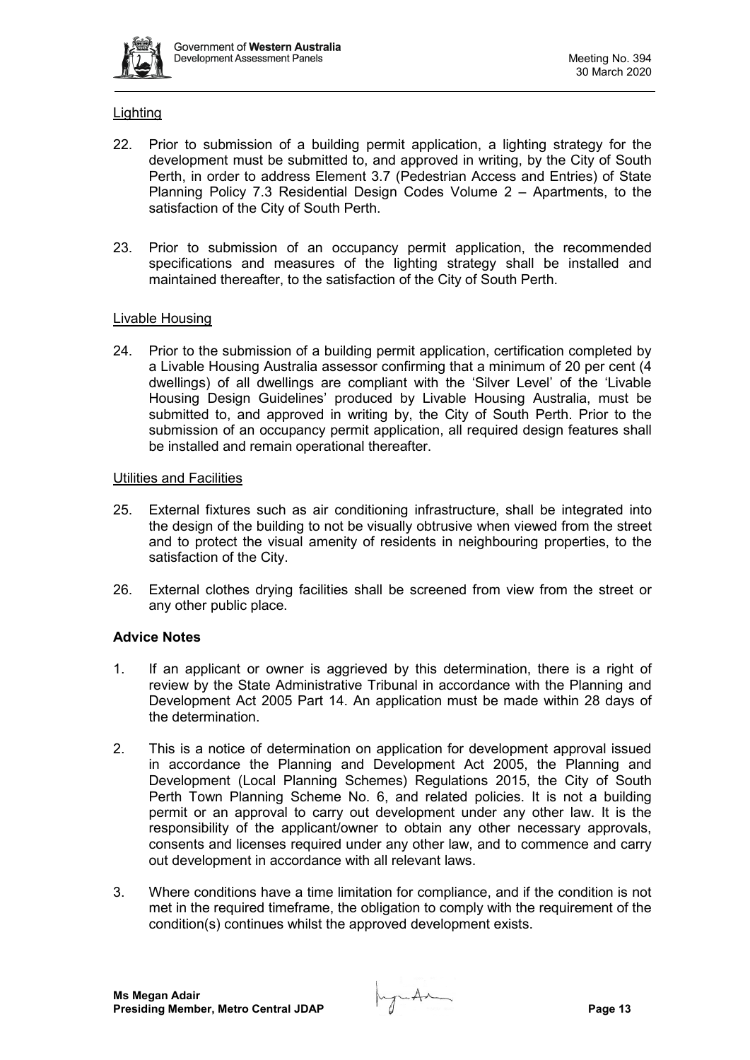Lighting

22. Prior to submission of a building permit application, a lighting strategy for the development must be submitted to, and approved in writing, by the City of South Perth, in order to address Element 3.7 (Pedestrian Access and Entries) of State Planning Policy 7.3 Residential Design Codes Volume 2 – Apartments, to the satisfaction of the City of South Perth.

23. Prior to submission of an occupancy permit application, the recommended specifications and measures of the lighting strategy shall be installed and maintained thereafter, to the satisfaction of the City of South Perth.

Livable Housing

24. Prior to the submission of a building permit application, certification completed by a Livable Housing Australia assessor confirming that a minimum of 20 per cent (4 dwellings) of all dwellings are compliant with the 'Silver Level' of the 'Livable Housing Design Guidelines' produced by Livable Housing Australia, must be submitted to, and approved in writing by, the City of South Perth. Prior to the submission of an occupancy permit application, all required design features shall be installed and remain operational thereafter.

Utilities and Facilities

25. External fixtures such as air conditioning infrastructure, shall be integrated into the design of the building to not be visually obtrusive when viewed from the street and to protect the visual amenity of residents in neighbouring properties, to the satisfaction of the City.

26. External clothes drying facilities shall be screened from view from the street or any other public place.

**Advice Notes**

1. If an applicant or owner is aggrieved by this determination, there is a right of review by the State Administrative Tribunal in accordance with the Planning and Development Act 2005 Part 14. An application must be made within 28 days of the determination.

2. This is a notice of determination on application for development approval issued in accordance the Planning and Development Act 2005, the Planning and Development (Local Planning Schemes) Regulations 2015, the City of South Perth Town Planning Scheme No. 6, and related policies. It is not a building permit or an approval to carry out development under any other law. It is the responsibility of the applicant/owner to obtain any other necessary approvals, consents and licenses required under any other law, and to commence and carry out development in accordance with all relevant laws.

3. Where conditions have a time limitation for compliance, and if the condition is not met in the required timeframe, the obligation to comply with the requirement of the condition(s) continues whilst the approved development exists.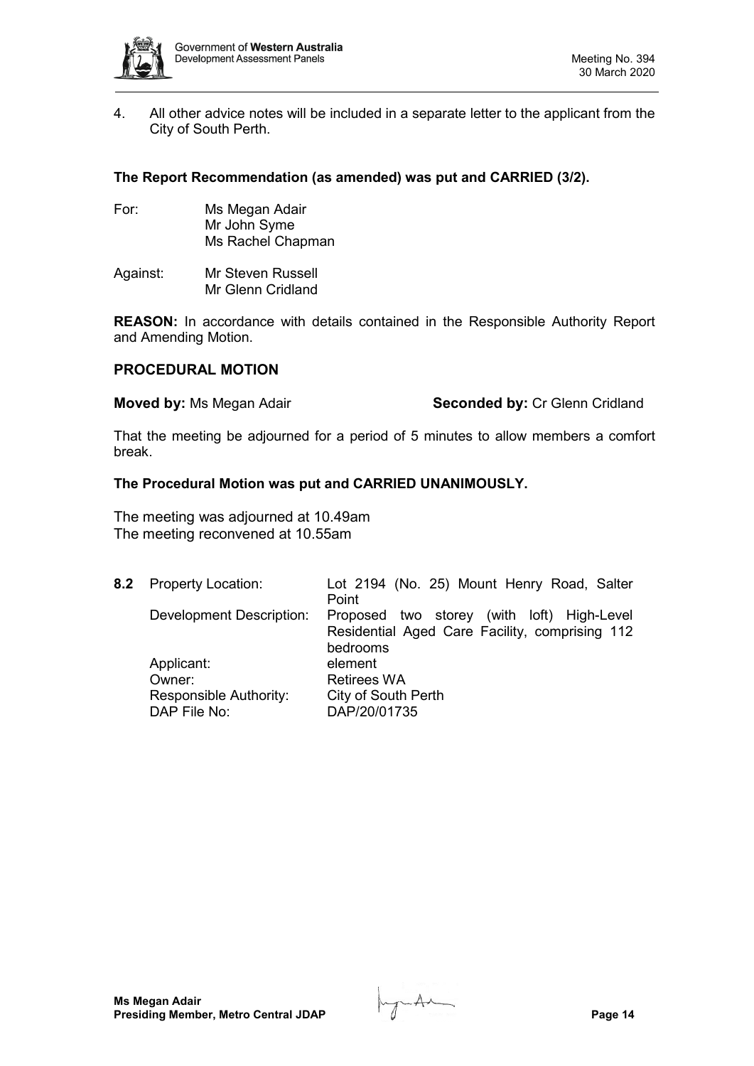4. All other advice notes will be included in a separate letter to the applicant from the City of South Perth.

**The Report Recommendation (as amended) was put and CARRIED (3/2).**

For: Ms Megan Adair
Mr John Syme
Ms Rachel Chapman

Against: Mr Steven Russell
Mr Glenn Cridland

**REASON:** In accordance with details contained in the Responsible Authority Report and Amending Motion.

**PROCEDURAL MOTION**

**Moved by:** Ms Megan Adair **Seconded by:** Cr Glenn Cridland

That the meeting be adjourned for a period of 5 minutes to allow members a comfort break.

**The Procedural Motion was put and CARRIED UNANIMOUSLY.**

The meeting was adjourned at 10.49am
The meeting reconvened at 10.55am

| **8.2** | Property Location: | Lot 2194 (No. 25) Mount Henry Road, Salter Point |
|---|---|---|
| | Development Description: | Proposed two storey (with loft) High-Level Residential Aged Care Facility, comprising 112 bedrooms |
| | Applicant: | element |
| | Owner: | Retirees WA |
| | Responsible Authority: | City of South Perth |
| | DAP File No: | DAP/20/01735 |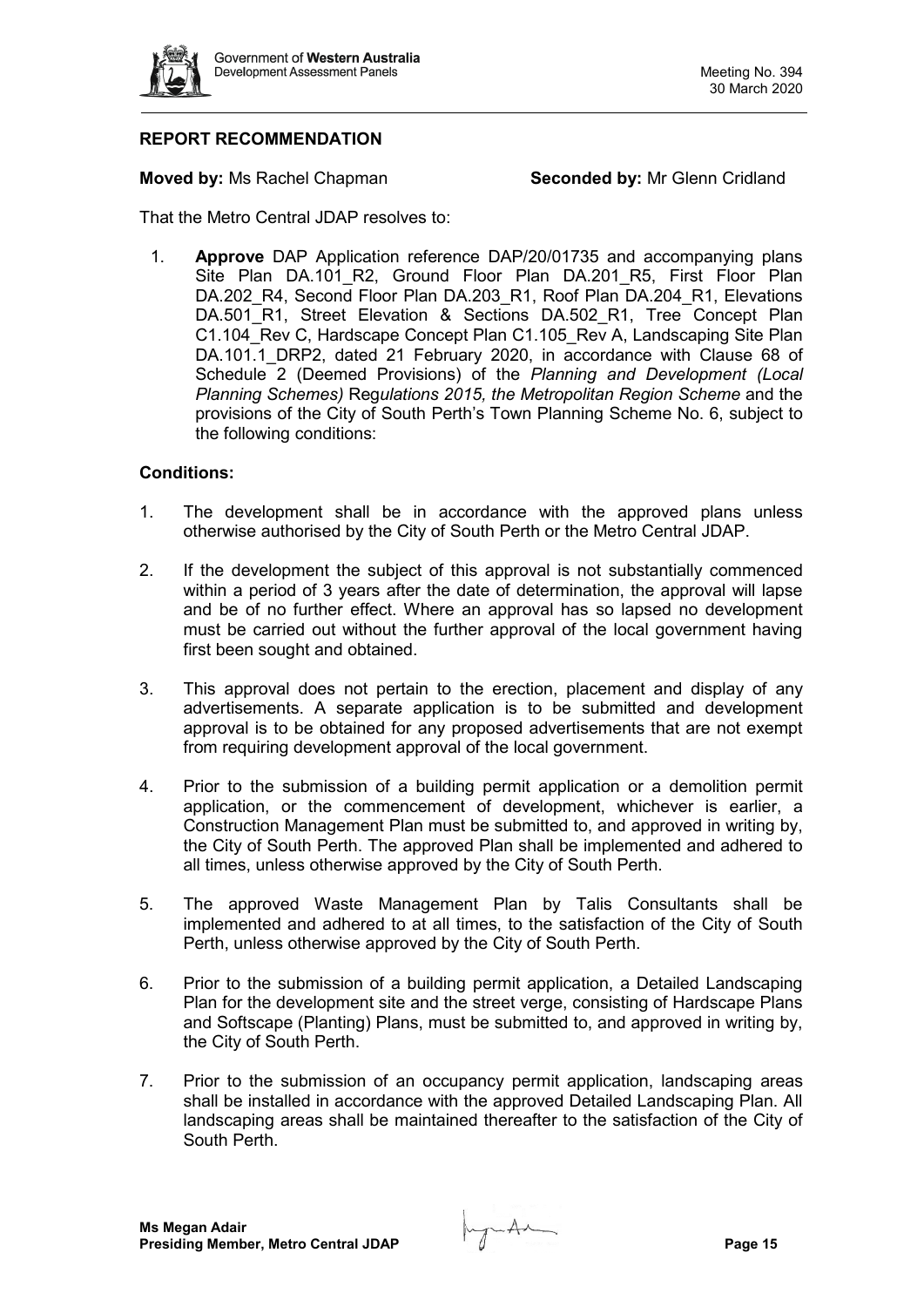## REPORT RECOMMENDATION

**Moved by:** Ms Rachel Chapman **Seconded by:** Mr Glenn Cridland

That the Metro Central JDAP resolves to:

1. **Approve** DAP Application reference DAP/20/01735 and accompanying plans Site Plan DA.101_R2, Ground Floor Plan DA.201_R5, First Floor Plan DA.202_R4, Second Floor Plan DA.203_R1, Roof Plan DA.204_R1, Elevations DA.501_R1, Street Elevation & Sections DA.502_R1, Tree Concept Plan C1.104_Rev C, Hardscape Concept Plan C1.105_Rev A, Landscaping Site Plan DA.101.1_DRP2, dated 21 February 2020, in accordance with Clause 68 of Schedule 2 (Deemed Provisions) of the *Planning and Development (Local Planning Schemes) Regulations 2015, the Metropolitan Region Scheme* and the provisions of the City of South Perth's Town Planning Scheme No. 6, subject to the following conditions:

### Conditions:

1. The development shall be in accordance with the approved plans unless otherwise authorised by the City of South Perth or the Metro Central JDAP.
2. If the development the subject of this approval is not substantially commenced within a period of 3 years after the date of determination, the approval will lapse and be of no further effect. Where an approval has so lapsed no development must be carried out without the further approval of the local government having first been sought and obtained.
3. This approval does not pertain to the erection, placement and display of any advertisements. A separate application is to be submitted and development approval is to be obtained for any proposed advertisements that are not exempt from requiring development approval of the local government.
4. Prior to the submission of a building permit application or a demolition permit application, or the commencement of development, whichever is earlier, a Construction Management Plan must be submitted to, and approved in writing by, the City of South Perth. The approved Plan shall be implemented and adhered to all times, unless otherwise approved by the City of South Perth.
5. The approved Waste Management Plan by Talis Consultants shall be implemented and adhered to at all times, to the satisfaction of the City of South Perth, unless otherwise approved by the City of South Perth.
6. Prior to the submission of a building permit application, a Detailed Landscaping Plan for the development site and the street verge, consisting of Hardscape Plans and Softscape (Planting) Plans, must be submitted to, and approved in writing by, the City of South Perth.
7. Prior to the submission of an occupancy permit application, landscaping areas shall be installed in accordance with the approved Detailed Landscaping Plan. All landscaping areas shall be maintained thereafter to the satisfaction of the City of South Perth.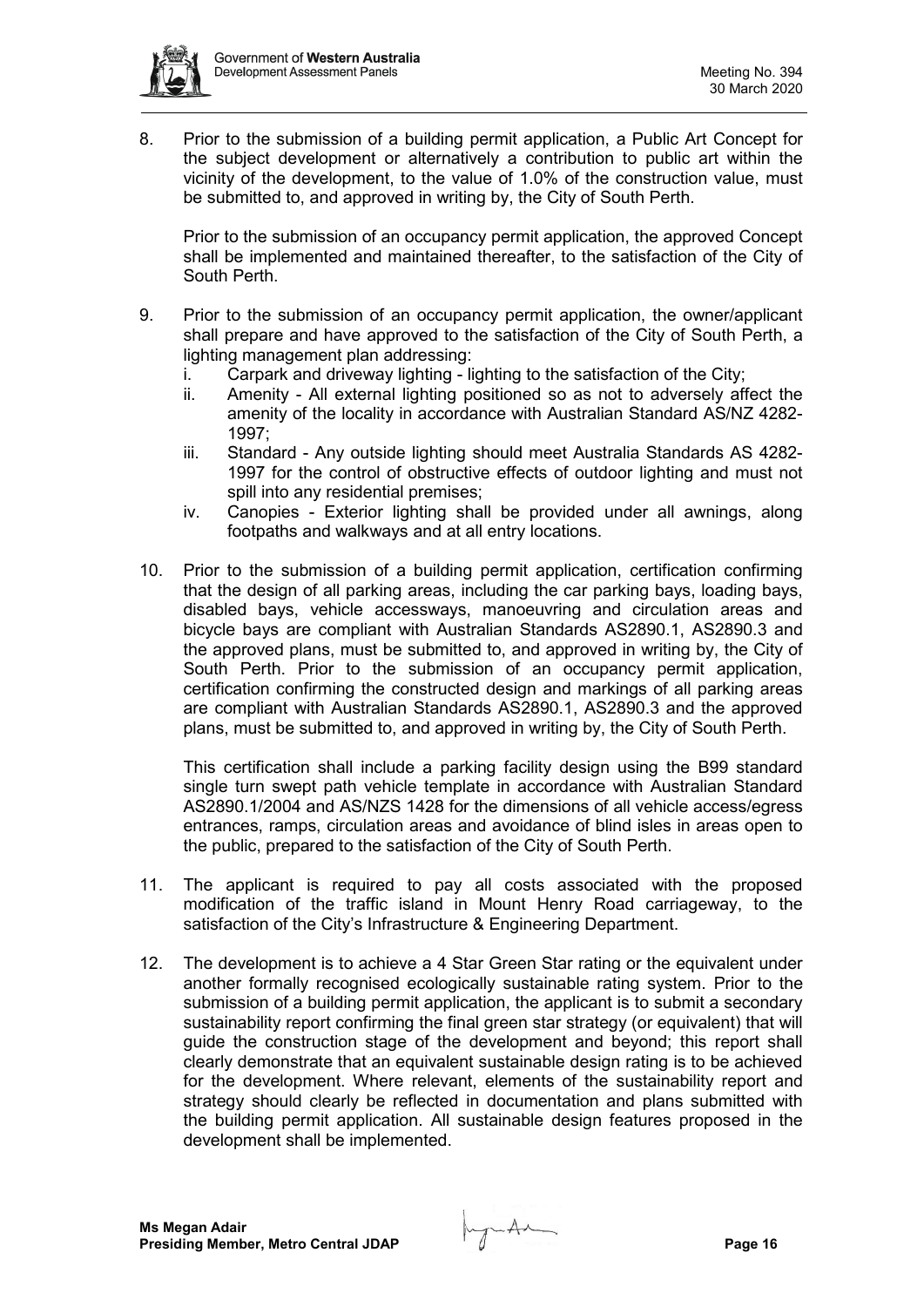8. Prior to the submission of a building permit application, a Public Art Concept for the subject development or alternatively a contribution to public art within the vicinity of the development, to the value of 1.0% of the construction value, must be submitted to, and approved in writing by, the City of South Perth.

   Prior to the submission of an occupancy permit application, the approved Concept shall be implemented and maintained thereafter, to the satisfaction of the City of South Perth.

9. Prior to the submission of an occupancy permit application, the owner/applicant shall prepare and have approved to the satisfaction of the City of South Perth, a lighting management plan addressing:
   i. Carpark and driveway lighting - lighting to the satisfaction of the City;
   ii. Amenity - All external lighting positioned so as not to adversely affect the amenity of the locality in accordance with Australian Standard AS/NZ 4282-1997;
   iii. Standard - Any outside lighting should meet Australia Standards AS 4282-1997 for the control of obstructive effects of outdoor lighting and must not spill into any residential premises;
   iv. Canopies - Exterior lighting shall be provided under all awnings, along footpaths and walkways and at all entry locations.

10. Prior to the submission of a building permit application, certification confirming that the design of all parking areas, including the car parking bays, loading bays, disabled bays, vehicle accessways, manoeuvring and circulation areas and bicycle bays are compliant with Australian Standards AS2890.1, AS2890.3 and the approved plans, must be submitted to, and approved in writing by, the City of South Perth. Prior to the submission of an occupancy permit application, certification confirming the constructed design and markings of all parking areas are compliant with Australian Standards AS2890.1, AS2890.3 and the approved plans, must be submitted to, and approved in writing by, the City of South Perth.

    This certification shall include a parking facility design using the B99 standard single turn swept path vehicle template in accordance with Australian Standard AS2890.1/2004 and AS/NZS 1428 for the dimensions of all vehicle access/egress entrances, ramps, circulation areas and avoidance of blind isles in areas open to the public, prepared to the satisfaction of the City of South Perth.

11. The applicant is required to pay all costs associated with the proposed modification of the traffic island in Mount Henry Road carriageway, to the satisfaction of the City's Infrastructure & Engineering Department.

12. The development is to achieve a 4 Star Green Star rating or the equivalent under another formally recognised ecologically sustainable rating system. Prior to the submission of a building permit application, the applicant is to submit a secondary sustainability report confirming the final green star strategy (or equivalent) that will guide the construction stage of the development and beyond; this report shall clearly demonstrate that an equivalent sustainable design rating is to be achieved for the development. Where relevant, elements of the sustainability report and strategy should clearly be reflected in documentation and plans submitted with the building permit application. All sustainable design features proposed in the development shall be implemented.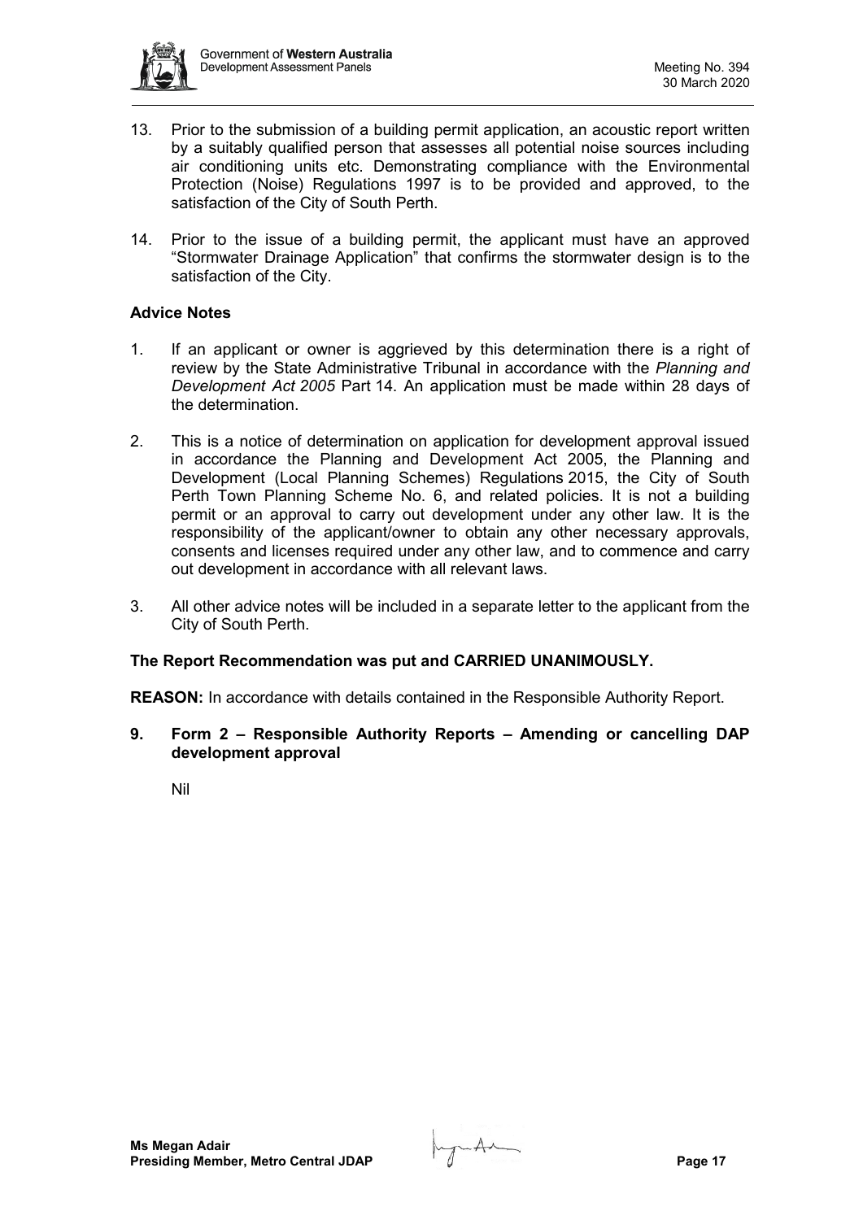13. Prior to the submission of a building permit application, an acoustic report written by a suitably qualified person that assesses all potential noise sources including air conditioning units etc. Demonstrating compliance with the Environmental Protection (Noise) Regulations 1997 is to be provided and approved, to the satisfaction of the City of South Perth.

14. Prior to the issue of a building permit, the applicant must have an approved "Stormwater Drainage Application" that confirms the stormwater design is to the satisfaction of the City.

**Advice Notes**

1. If an applicant or owner is aggrieved by this determination there is a right of review by the State Administrative Tribunal in accordance with the *Planning and Development Act 2005* Part 14. An application must be made within 28 days of the determination.

2. This is a notice of determination on application for development approval issued in accordance the Planning and Development Act 2005, the Planning and Development (Local Planning Schemes) Regulations 2015, the City of South Perth Town Planning Scheme No. 6, and related policies. It is not a building permit or an approval to carry out development under any other law. It is the responsibility of the applicant/owner to obtain any other necessary approvals, consents and licenses required under any other law, and to commence and carry out development in accordance with all relevant laws.

3. All other advice notes will be included in a separate letter to the applicant from the City of South Perth.

**The Report Recommendation was put and CARRIED UNANIMOUSLY.**

**REASON:** In accordance with details contained in the Responsible Authority Report.

## 9. Form 2 – Responsible Authority Reports – Amending or cancelling DAP development approval

Nil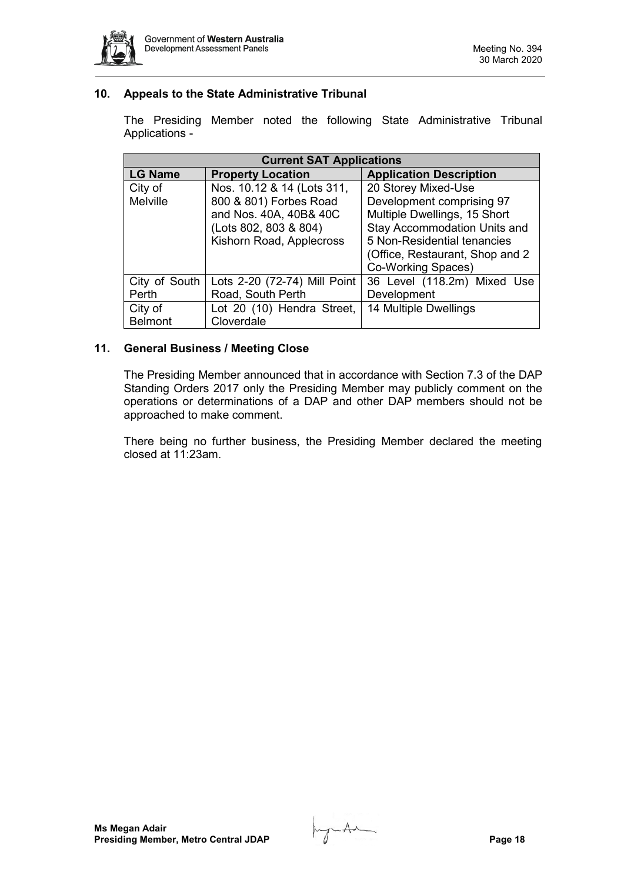## 10. Appeals to the State Administrative Tribunal

The Presiding Member noted the following State Administrative Tribunal Applications -

| Current SAT Applications | | |
|---|---|---|
| **LG Name** | **Property Location** | **Application Description** |
| City of Melville | Nos. 10.12 & 14 (Lots 311, 800 & 801) Forbes Road and Nos. 40A, 40B& 40C (Lots 802, 803 & 804) Kishorn Road, Applecross | 20 Storey Mixed-Use Development comprising 97 Multiple Dwellings, 15 Short Stay Accommodation Units and 5 Non-Residential tenancies (Office, Restaurant, Shop and 2 Co-Working Spaces) |
| City of South Perth | Lots 2-20 (72-74) Mill Point Road, South Perth | 36 Level (118.2m) Mixed Use Development |
| City of Belmont | Lot 20 (10) Hendra Street, Cloverdale | 14 Multiple Dwellings |

## 11. General Business / Meeting Close

The Presiding Member announced that in accordance with Section 7.3 of the DAP Standing Orders 2017 only the Presiding Member may publicly comment on the operations or determinations of a DAP and other DAP members should not be approached to make comment.

There being no further business, the Presiding Member declared the meeting closed at 11:23am.

**Ms Megan Adair**
**Presiding Member, Metro Central JDAP**